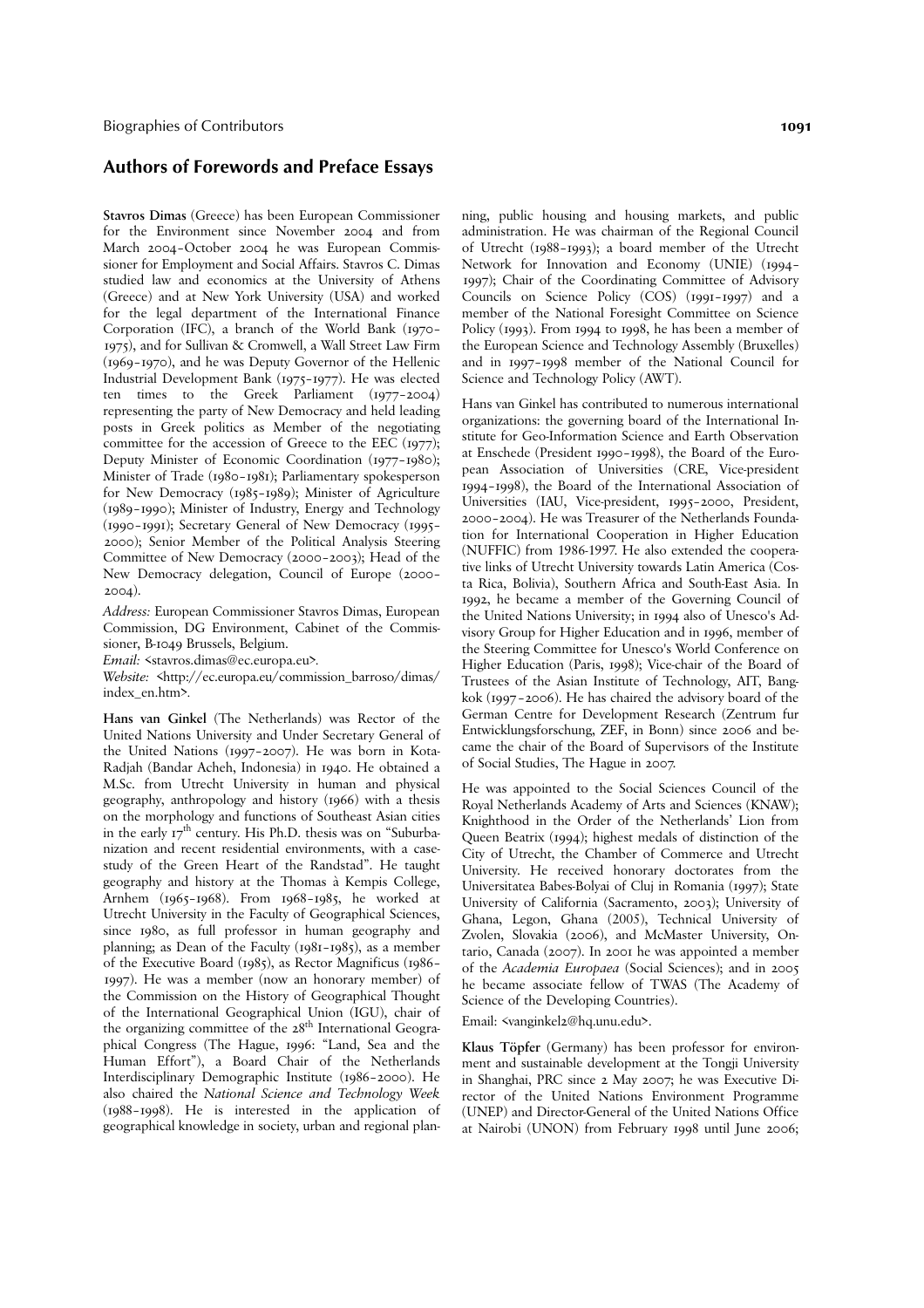## Authors of Forewords and Preface Essays

**Stavros Dimas** (Greece) has been European Commissioner for the Environment since November 2004 and from March 2004–October 2004 he was European Commissioner for Employment and Social Affairs. Stavros C. Dimas studied law and economics at the University of Athens (Greece) and at New York University (USA) and worked for the legal department of the International Finance Corporation (IFC), a branch of the World Bank (1970–1975), and for Sullivan & Cromwell, a Wall Street Law Firm (1969–1970), and he was Deputy Governor of the Hellenic Industrial Development Bank (1975–1977). He was elected ten times to the Greek Parliament (1977–2004) representing the party of New Democracy and held leading posts in Greek politics as Member of the negotiating committee for the accession of Greece to the EEC (1977); Deputy Minister of Economic Coordination (1977–1980); Minister of Trade (1980–1981); Parliamentary spokesperson for New Democracy (1985–1989); Minister of Agriculture (1989–1990); Minister of Industry, Energy and Technology (1990–1991); Secretary General of New Democracy (1995–2000); Senior Member of the Political Analysis Steering Committee of New Democracy (2000–2003); Head of the New Democracy delegation, Council of Europe (2000–2004).

*Address:* European Commissioner Stavros Dimas, European Commission, DG Environment, Cabinet of the Commissioner, B-1049 Brussels, Belgium.

*Email:* <stavros.dimas@ec.europa.eu>.

*Website:* <http://ec.europa.eu/commission_barroso/dimas/index_en.htm>.

**Hans van Ginkel** (The Netherlands) was Rector of the United Nations University and Under Secretary General of the United Nations (1997–2007). He was born in Kota-Radjah (Bandar Acheh, Indonesia) in 1940. He obtained a M.Sc. from Utrecht University in human and physical geography, anthropology and history (1966) with a thesis on the morphology and functions of Southeast Asian cities in the early 17th century. His Ph.D. thesis was on "Suburbanization and recent residential environments, with a case-study of the Green Heart of the Randstad". He taught geography and history at the Thomas à Kempis College, Arnhem (1965–1968). From 1968–1985, he worked at Utrecht University in the Faculty of Geographical Sciences, since 1980, as full professor in human geography and planning; as Dean of the Faculty (1981–1985), as a member of the Executive Board (1985), as Rector Magnificus (1986–1997). He was a member (now an honorary member) of the Commission on the History of Geographical Thought of the International Geographical Union (IGU), chair of the organizing committee of the 28th International Geographical Congress (The Hague, 1996: "Land, Sea and the Human Effort"), a Board Chair of the Netherlands Interdisciplinary Demographic Institute (1986–2000). He also chaired the *National Science and Technology Week* (1988–1998). He is interested in the application of geographical knowledge in society, urban and regional planning, public housing and housing markets, and public administration. He was chairman of the Regional Council of Utrecht (1988–1993); a board member of the Utrecht Network for Innovation and Economy (UNIE) (1994–1997); Chair of the Coordinating Committee of Advisory Councils on Science Policy (COS) (1991–1997) and a member of the National Foresight Committee on Science Policy (1993). From 1994 to 1998, he has been a member of the European Science and Technology Assembly (Bruxelles) and in 1997–1998 member of the National Council for Science and Technology Policy (AWT).

Hans van Ginkel has contributed to numerous international organizations: the governing board of the International Institute for Geo-Information Science and Earth Observation at Enschede (President 1990–1998), the Board of the European Association of Universities (CRE, Vice-president 1994–1998), the Board of the International Association of Universities (IAU, Vice-president, 1995–2000, President, 2000–2004). He was Treasurer of the Netherlands Foundation for International Cooperation in Higher Education (NUFFIC) from 1986-1997. He also extended the cooperative links of Utrecht University towards Latin America (Costa Rica, Bolivia), Southern Africa and South-East Asia. In 1992, he became a member of the Governing Council of the United Nations University; in 1994 also of Unesco's Advisory Group for Higher Education and in 1996, member of the Steering Committee for Unesco's World Conference on Higher Education (Paris, 1998); Vice-chair of the Board of Trustees of the Asian Institute of Technology, AIT, Bangkok (1997–2006). He has chaired the advisory board of the German Centre for Development Research (Zentrum fur Entwicklungsforschung, ZEF, in Bonn) since 2006 and became the chair of the Board of Supervisors of the Institute of Social Studies, The Hague in 2007.

He was appointed to the Social Sciences Council of the Royal Netherlands Academy of Arts and Sciences (KNAW); Knighthood in the Order of the Netherlands' Lion from Queen Beatrix (1994); highest medals of distinction of the City of Utrecht, the Chamber of Commerce and Utrecht University. He received honorary doctorates from the Universitatea Babes-Bolyai of Cluj in Romania (1997); State University of California (Sacramento, 2003); University of Ghana, Legon, Ghana (2005), Technical University of Zvolen, Slovakia (2006), and McMaster University, Ontario, Canada (2007). In 2001 he was appointed a member of the *Academia Europaea* (Social Sciences); and in 2005 he became associate fellow of TWAS (The Academy of Science of the Developing Countries).

Email: <vanginkel2@hq.unu.edu>.

**Klaus Töpfer** (Germany) has been professor for environment and sustainable development at the Tongji University in Shanghai, PRC since 2 May 2007; he was Executive Director of the United Nations Environment Programme (UNEP) and Director-General of the United Nations Office at Nairobi (UNON) from February 1998 until June 2006;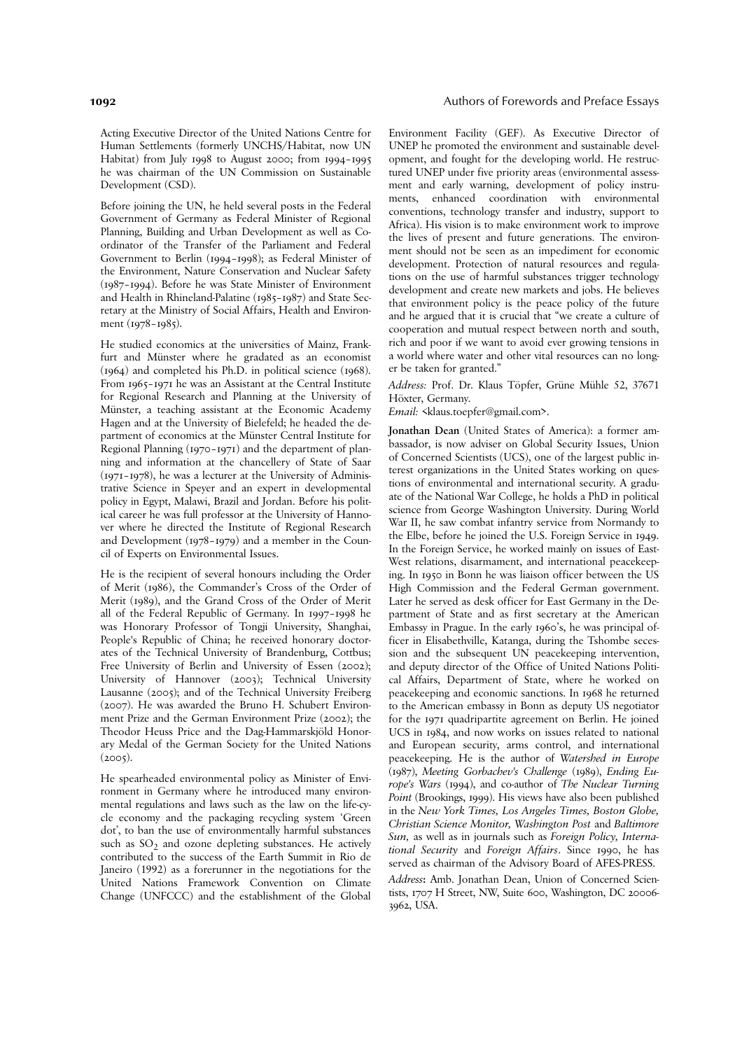Acting Executive Director of the United Nations Centre for Human Settlements (formerly UNCHS/Habitat, now UN Habitat) from July 1998 to August 2000; from 1994–1995 he was chairman of the UN Commission on Sustainable Development (CSD).

Before joining the UN, he held several posts in the Federal Government of Germany as Federal Minister of Regional Planning, Building and Urban Development as well as Coordinator of the Transfer of the Parliament and Federal Government to Berlin (1994–1998); as Federal Minister of the Environment, Nature Conservation and Nuclear Safety (1987–1994). Before he was State Minister of Environment and Health in Rhineland-Palatine (1985–1987) and State Secretary at the Ministry of Social Affairs, Health and Environment (1978–1985).

He studied economics at the universities of Mainz, Frankfurt and Münster where he gradated as an economist (1964) and completed his Ph.D. in political science (1968). From 1965–1971 he was an Assistant at the Central Institute for Regional Research and Planning at the University of Münster, a teaching assistant at the Economic Academy Hagen and at the University of Bielefeld; he headed the department of economics at the Münster Central Institute for Regional Planning (1970–1971) and the department of planning and information at the chancellery of State of Saar (1971–1978), he was a lecturer at the University of Administrative Science in Speyer and an expert in developmental policy in Egypt, Malawi, Brazil and Jordan. Before his political career he was full professor at the University of Hannover where he directed the Institute of Regional Research and Development (1978–1979) and a member in the Council of Experts on Environmental Issues.

He is the recipient of several honours including the Order of Merit (1986), the Commander's Cross of the Order of Merit (1989), and the Grand Cross of the Order of Merit all of the Federal Republic of Germany. In 1997–1998 he was Honorary Professor of Tongji University, Shanghai, People's Republic of China; he received honorary doctorates of the Technical University of Brandenburg, Cottbus; Free University of Berlin and University of Essen (2002); University of Hannover (2003); Technical University Lausanne (2005); and of the Technical University Freiberg (2007). He was awarded the Bruno H. Schubert Environment Prize and the German Environment Prize (2002); the Theodor Heuss Price and the Dag-Hammarskjöld Honorary Medal of the German Society for the United Nations (2005).

He spearheaded environmental policy as Minister of Environment in Germany where he introduced many environmental regulations and laws such as the law on the life-cycle economy and the packaging recycling system 'Green dot', to ban the use of environmentally harmful substances such as $SO_2$ and ozone depleting substances. He actively contributed to the success of the Earth Summit in Rio de Janeiro (1992) as a forerunner in the negotiations for the United Nations Framework Convention on Climate Change (UNFCCC) and the establishment of the Global Environment Facility (GEF). As Executive Director of UNEP he promoted the environment and sustainable development, and fought for the developing world. He restructured UNEP under five priority areas (environmental assessment and early warning, development of policy instruments, enhanced coordination with environmental conventions, technology transfer and industry, support to Africa). His vision is to make environment work to improve the lives of present and future generations. The environment should not be seen as an impediment for economic development. Protection of natural resources and regulations on the use of harmful substances trigger technology development and create new markets and jobs. He believes that environment policy is the peace policy of the future and he argued that it is crucial that "we create a culture of cooperation and mutual respect between north and south, rich and poor if we want to avoid ever growing tensions in a world where water and other vital resources can no longer be taken for granted."

*Address:* Prof. Dr. Klaus Töpfer, Grüne Mühle 52, 37671 Höxter, Germany.
*Email:* <klaus.toepfer@gmail.com>.

**Jonathan Dean** (United States of America): a former ambassador, is now adviser on Global Security Issues, Union of Concerned Scientists (UCS), one of the largest public interest organizations in the United States working on questions of environmental and international security. A graduate of the National War College, he holds a PhD in political science from George Washington University. During World War II, he saw combat infantry service from Normandy to the Elbe, before he joined the U.S. Foreign Service in 1949. In the Foreign Service, he worked mainly on issues of East-West relations, disarmament, and international peacekeeping. In 1950 in Bonn he was liaison officer between the US High Commission and the Federal German government. Later he served as desk officer for East Germany in the Department of State and as first secretary at the American Embassy in Prague. In the early 1960's, he was principal officer in Elisabethville, Katanga, during the Tshombe secession and the subsequent UN peacekeeping intervention, and deputy director of the Office of United Nations Political Affairs, Department of State, where he worked on peacekeeping and economic sanctions. In 1968 he returned to the American embassy in Bonn as deputy US negotiator for the 1971 quadripartite agreement on Berlin. He joined UCS in 1984, and now works on issues related to national and European security, arms control, and international peacekeeping. He is the author of *Watershed in Europe* (1987), *Meeting Gorbachev's Challenge* (1989), *Ending Europe's Wars* (1994), and co-author of *The Nuclear Turning Point* (Brookings, 1999). His views have also been published in the *New York Times, Los Angeles Times, Boston Globe, Christian Science Monitor, Washington Post* and *Baltimore Sun,* as well as in journals such as *Foreign Policy, International Security* and *Foreign Affairs*. Since 1990, he has served as chairman of the Advisory Board of AFES-PRESS.

*Address***:** Amb. Jonathan Dean, Union of Concerned Scientists, 1707 H Street, NW, Suite 600, Washington, DC 20006-3962, USA.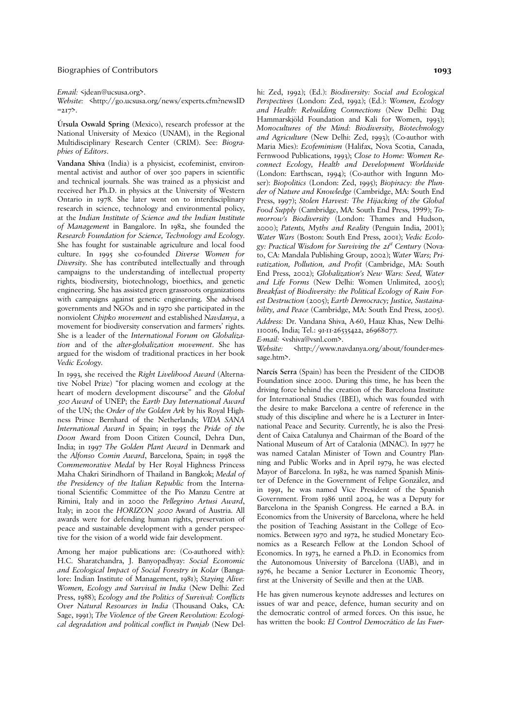*Email:* <jdean@ucsusa.org>.
*Website:* <http://go.ucsusa.org/news/experts.cfm?newsID=217>.

**Úrsula Oswald Spring** (Mexico), research professor at the National University of Mexico (UNAM), in the Regional Multidisciplinary Research Center (CRIM). See: *Biographies of Editors*.

**Vandana Shiva** (India) is a physicist, ecofeminist, environmental activist and author of over 300 papers in scientific and technical journals. She was trained as a physicist and received her Ph.D. in physics at the University of Western Ontario in 1978. She later went on to interdisciplinary research in science, technology and environmental policy, at the *Indian Institute of Science and the Indian Institute of Management* in Bangalore. In 1982, she founded the *Research Foundation for Science, Technology and Ecology*. She has fought for sustainable agriculture and local food culture. In 1995 she co-founded *Diverse Women for Diversity*. She has contributed intellectually and through campaigns to the understanding of intellectual property rights, biodiversity, biotechnology, bioethics, and genetic engineering. She has assisted green grassroots organizations with campaigns against genetic engineering. She advised governments and NGOs and in 1970 she participated in the nonviolent *Chipko movement* and established *Navdanya*, a movement for biodiversity conservation and farmers' rights. She is a leader of the *International Forum on Globalization* and of the *alter-globalization movement*. She has argued for the wisdom of traditional practices in her book *Vedic Ecology*.

In 1993, she received the *Right Livelihood Award* (Alternative Nobel Prize) "for placing women and ecology at the heart of modern development discourse" and the *Global 500 Award* of UNEP; the *Earth Day International Award* of the UN; the *Order of the Golden Ark* by his Royal Highness Prince Bernhard of the Netherlands; *VIDA SANA International Award* in Spain; in 1995 the *Pride of the Doon* Award from Doon Citizen Council, Dehra Dun, India; in 1997 *The Golden Plant Award* in Denmark and the *Alfonso Comin Award*, Barcelona, Spain; in 1998 the *Commemorative Medal* by Her Royal Highness Princess Maha Chakri Sirindhorn of Thailand in Bangkok; *Medal of the Presidency of the Italian Republic* from the International Scientific Committee of the Pio Manzu Centre at Rimini, Italy and in 2000 the *Pellegrino Artusi Award*, Italy; in 2001 the *HORIZON 3000* Award of Austria. All awards were for defending human rights, preservation of peace and sustainable development with a gender perspective for the vision of a world wide fair development.

Among her major publications are: (Co-authored with): H.C. Sharatchandra, J. Banyopadhyay: *Social Economic and Ecological Impact of Social Forestry in Kolar* (Bangalore: Indian Institute of Management, 1981); *Staying Alive: Women, Ecology and Survival in India* (New Delhi: Zed Press, 1988); *Ecology and the Politics of Survival: Conflicts Over Natural Resources in India* (Thousand Oaks, CA: Sage, 1991); *The Violence of the Green Revolution: Ecological degradation and political conflict in Punjab* (New Delhi: Zed, 1992); (Ed.): *Biodiversity: Social and Ecological Perspectives* (London: Zed, 1992); (Ed.): *Women, Ecology and Health: Rebuilding Connections* (New Delhi: Dag Hammarskjöld Foundation and Kali for Women, 1993); *Monocultures of the Mind: Biodiversity, Biotechnology and Agriculture* (New Delhi: Zed, 1993); (Co-author with Maria Mies): *Ecofeminism* (Halifax, Nova Scotia, Canada, Fernwood Publications, 1993); *Close to Home: Women Reconnect Ecology, Health and Development Worldwide* (London: Earthscan, 1994); (Co-author with Ingunn Moser): *Biopolitics* (London: Zed, 1995); *Biopiracy: the Plunder of Nature and Knowledge* (Cambridge, MA: South End Press, 1997); *Stolen Harvest: The Hijacking of the Global Food Supply* (Cambridge, MA: South End Press, 1999); *Tomorrow's Biodiversity* (London: Thames and Hudson, 2000); *Patents, Myths and Reality* (Penguin India, 2001); *Water Wars* (Boston: South End Press, 2001); *Vedic Ecology: Practical Wisdom for Surviving the 21st Century* (Novato, CA: Mandala Publishing Group, 2002); *Water Wars; Privatization, Pollution, and Profit* (Cambridge, MA: South End Press, 2002); *Globalization's New Wars: Seed, Water and Life Forms* (New Delhi: Women Unlimited, 2005); *Breakfast of Biodiversity: the Political Ecology of Rain Forest Destruction* (2005); *Earth Democracy; Justice, Sustainability, and Peace* (Cambridge, MA: South End Press, 2005).

*Address:* Dr. Vandana Shiva, A-60, Hauz Khas, New Delhi-110016, India; Tel.: 91-11-26535422, 26968077.
*E-mail:* <vshiva@vsnl.com>.
*Website:* <http://www.navdanya.org/about/founder-message.htm>.

**Narcís Serra** (Spain) has been the President of the CIDOB Foundation since 2000. During this time, he has been the driving force behind the creation of the Barcelona Institute for International Studies (IBEI), which was founded with the desire to make Barcelona a centre of reference in the study of this discipline and where he is a Lecturer in International Peace and Security. Currently, he is also the President of Caixa Catalunya and Chairman of the Board of the National Museum of Art of Catalonia (MNAC). In 1977 he was named Catalan Minister of Town and Country Planning and Public Works and in April 1979, he was elected Mayor of Barcelona. In 1982, he was named Spanish Minister of Defence in the Government of Felipe González, and in 1991, he was named Vice President of the Spanish Government. From 1986 until 2004, he was a Deputy for Barcelona in the Spanish Congress. He earned a B.A. in Economics from the University of Barcelona, where he held the position of Teaching Assistant in the College of Economics. Between 1970 and 1972, he studied Monetary Economics as a Research Fellow at the London School of Economics. In 1973, he earned a Ph.D. in Economics from the Autonomous University of Barcelona (UAB), and in 1976, he became a Senior Lecturer in Economic Theory, first at the University of Seville and then at the UAB.

He has given numerous keynote addresses and lectures on issues of war and peace, defence, human security and on the democratic control of armed forces. On this issue, he has written the book: *El Control Democrático de las Fuer-*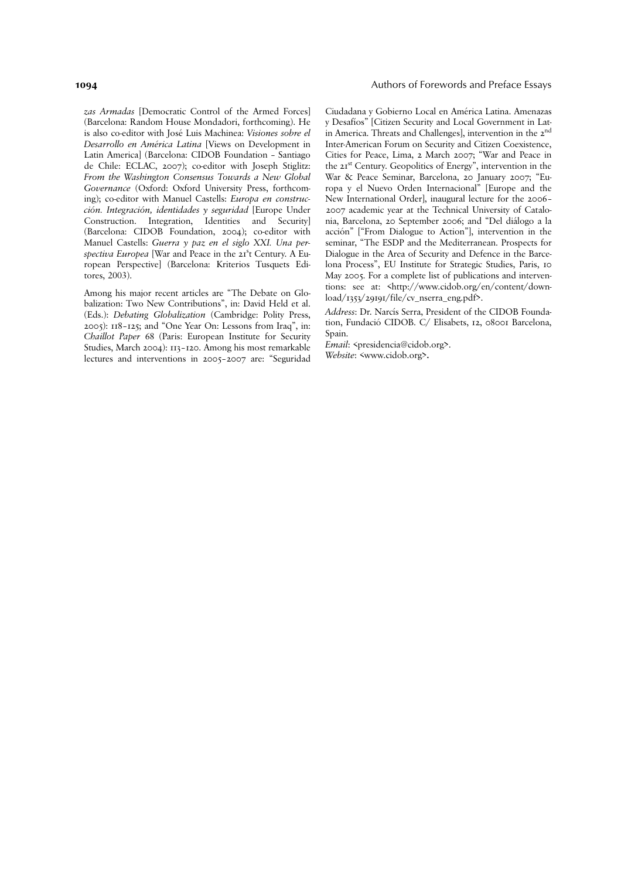*zas Armadas* [Democratic Control of the Armed Forces] (Barcelona: Random House Mondadori, forthcoming). He is also co-editor with José Luis Machinea: *Visiones sobre el Desarrollo en América Latina* [Views on Development in Latin America] (Barcelona: CIDOB Foundation – Santiago de Chile: ECLAC, 2007); co-editor with Joseph Stiglitz: *From the Washington Consensus Towards a New Global Governance* (Oxford: Oxford University Press, forthcoming); co-editor with Manuel Castells: *Europa en construcción. Integración, identidades y seguridad* [Europe Under Construction. Integration, Identities and Security] (Barcelona: CIDOB Foundation, 2004); co-editor with Manuel Castells: *Guerra y paz en el siglo XXI. Una perspectiva Europea* [War and Peace in the 21$^{s}$t Century. A European Perspective] (Barcelona: Kriterios Tusquets Editores, 2003).

Among his major recent articles are "The Debate on Globalization: Two New Contributions", in: David Held et al. (Eds.): *Debating Globalization* (Cambridge: Polity Press, 2005): 118–125; and "One Year On: Lessons from Iraq", in: *Chaillot Paper* 68 (Paris: European Institute for Security Studies, March 2004): 113–120. Among his most remarkable lectures and interventions in 2005–2007 are: "Seguridad Ciudadana y Gobierno Local en América Latina. Amenazas y Desafíos" [Citizen Security and Local Government in Latin America. Threats and Challenges], intervention in the 2$^{nd}$ Inter-American Forum on Security and Citizen Coexistence, Cities for Peace, Lima, 2 March 2007; "War and Peace in the 21$^{st}$ Century. Geopolitics of Energy", intervention in the War & Peace Seminar, Barcelona, 20 January 2007; "Europa y el Nuevo Orden Internacional" [Europe and the New International Order], inaugural lecture for the 2006–2007 academic year at the Technical University of Catalonia, Barcelona, 20 September 2006; and "Del diálogo a la acción" ["From Dialogue to Action"], intervention in the seminar, "The ESDP and the Mediterranean. Prospects for Dialogue in the Area of Security and Defence in the Barcelona Process", EU Institute for Strategic Studies, Paris, 10 May 2005. For a complete list of publications and interventions: see at: <http://www.cidob.org/en/content/download/1353/29191/file/cv_nserra_eng.pdf>.

*Address*: Dr. Narcís Serra, President of the CIDOB Foundation, Fundació CIDOB. C/ Elisabets, 12, 08001 Barcelona, Spain.

*Email*: <presidencia@cidob.org>.
*Website*: <www.cidob.org>.